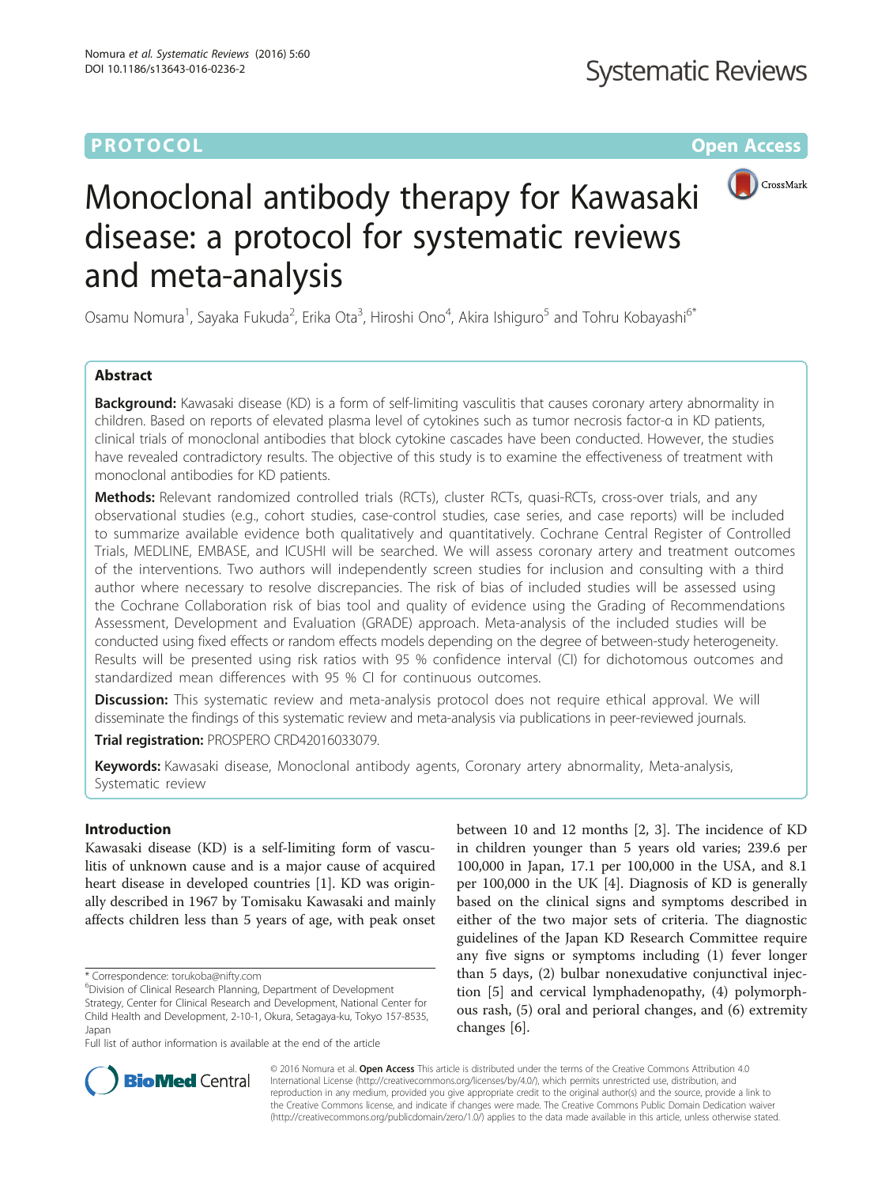PROTOCOL

Open Access

# Monoclonal antibody therapy for Kawasaki disease: a protocol for systematic reviews and meta-analysis

Osamu Nomura[1], Sayaka Fukuda[2], Erika Ota[3], Hiroshi Ono[4], Akira Ishiguro[5] and Tohru Kobayashi[6*]

## Abstract

**Background:** Kawasaki disease (KD) is a form of self-limiting vasculitis that causes coronary artery abnormality in children. Based on reports of elevated plasma level of cytokines such as tumor necrosis factor-α in KD patients, clinical trials of monoclonal antibodies that block cytokine cascades have been conducted. However, the studies have revealed contradictory results. The objective of this study is to examine the effectiveness of treatment with monoclonal antibodies for KD patients.

**Methods:** Relevant randomized controlled trials (RCTs), cluster RCTs, quasi-RCTs, cross-over trials, and any observational studies (e.g., cohort studies, case-control studies, case series, and case reports) will be included to summarize available evidence both qualitatively and quantitatively. Cochrane Central Register of Controlled Trials, MEDLINE, EMBASE, and ICUSHI will be searched. We will assess coronary artery and treatment outcomes of the interventions. Two authors will independently screen studies for inclusion and consulting with a third author where necessary to resolve discrepancies. The risk of bias of included studies will be assessed using the Cochrane Collaboration risk of bias tool and quality of evidence using the Grading of Recommendations Assessment, Development and Evaluation (GRADE) approach. Meta-analysis of the included studies will be conducted using fixed effects or random effects models depending on the degree of between-study heterogeneity. Results will be presented using risk ratios with 95 % confidence interval (CI) for dichotomous outcomes and standardized mean differences with 95 % CI for continuous outcomes.

**Discussion:** This systematic review and meta-analysis protocol does not require ethical approval. We will disseminate the findings of this systematic review and meta-analysis via publications in peer-reviewed journals.

**Trial registration:** PROSPERO CRD42016033079.

**Keywords:** Kawasaki disease, Monoclonal antibody agents, Coronary artery abnormality, Meta-analysis, Systematic review

## Introduction

Kawasaki disease (KD) is a self-limiting form of vasculitis of unknown cause and is a major cause of acquired heart disease in developed countries [1]. KD was originally described in 1967 by Tomisaku Kawasaki and mainly affects children less than 5 years of age, with peak onset between 10 and 12 months [2, 3]. The incidence of KD in children younger than 5 years old varies; 239.6 per 100,000 in Japan, 17.1 per 100,000 in the USA, and 8.1 per 100,000 in the UK [4]. Diagnosis of KD is generally based on the clinical signs and symptoms described in either of the two major sets of criteria. The diagnostic guidelines of the Japan KD Research Committee require any five signs or symptoms including (1) fever longer than 5 days, (2) bulbar nonexudative conjunctival injection [5] and cervical lymphadenopathy, (4) polymorphous rash, (5) oral and perioral changes, and (6) extremity changes [6].

\* Correspondence: torukoba@nifty.com

[6]Division of Clinical Research Planning, Department of Development Strategy, Center for Clinical Research and Development, National Center for Child Health and Development, 2-10-1, Okura, Setagaya-ku, Tokyo 157-8535, Japan

Full list of author information is available at the end of the article

© 2016 Nomura et al. **Open Access** This article is distributed under the terms of the Creative Commons Attribution 4.0 International License (http://creativecommons.org/licenses/by/4.0/), which permits unrestricted use, distribution, and reproduction in any medium, provided you give appropriate credit to the original author(s) and the source, provide a link to the Creative Commons license, and indicate if changes were made. The Creative Commons Public Domain Dedication waiver (http://creativecommons.org/publicdomain/zero/1.0/) applies to the data made available in this article, unless otherwise stated.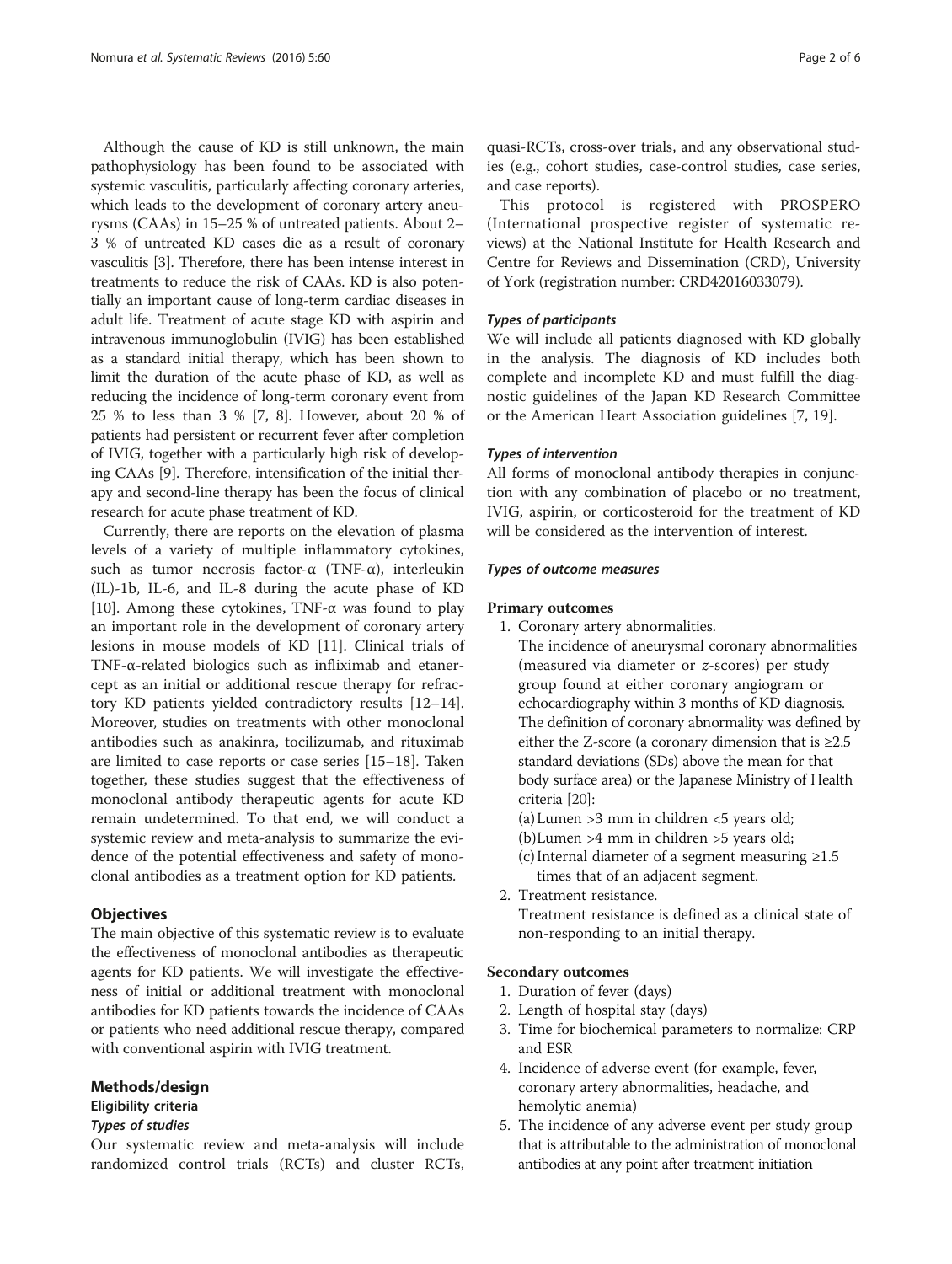Although the cause of KD is still unknown, the main pathophysiology has been found to be associated with systemic vasculitis, particularly affecting coronary arteries, which leads to the development of coronary artery aneurysms (CAAs) in 15–25 % of untreated patients. About 2–3 % of untreated KD cases die as a result of coronary vasculitis [3]. Therefore, there has been intense interest in treatments to reduce the risk of CAAs. KD is also potentially an important cause of long-term cardiac diseases in adult life. Treatment of acute stage KD with aspirin and intravenous immunoglobulin (IVIG) has been established as a standard initial therapy, which has been shown to limit the duration of the acute phase of KD, as well as reducing the incidence of long-term coronary event from 25 % to less than 3 % [7, 8]. However, about 20 % of patients had persistent or recurrent fever after completion of IVIG, together with a particularly high risk of developing CAAs [9]. Therefore, intensification of the initial therapy and second-line therapy has been the focus of clinical research for acute phase treatment of KD.

Currently, there are reports on the elevation of plasma levels of a variety of multiple inflammatory cytokines, such as tumor necrosis factor-α (TNF-α), interleukin (IL)-1b, IL-6, and IL-8 during the acute phase of KD [10]. Among these cytokines, TNF-α was found to play an important role in the development of coronary artery lesions in mouse models of KD [11]. Clinical trials of TNF-α-related biologics such as infliximab and etanercept as an initial or additional rescue therapy for refractory KD patients yielded contradictory results [12–14]. Moreover, studies on treatments with other monoclonal antibodies such as anakinra, tocilizumab, and rituximab are limited to case reports or case series [15–18]. Taken together, these studies suggest that the effectiveness of monoclonal antibody therapeutic agents for acute KD remain undetermined. To that end, we will conduct a systemic review and meta-analysis to summarize the evidence of the potential effectiveness and safety of monoclonal antibodies as a treatment option for KD patients.

## Objectives

The main objective of this systematic review is to evaluate the effectiveness of monoclonal antibodies as therapeutic agents for KD patients. We will investigate the effectiveness of initial or additional treatment with monoclonal antibodies for KD patients towards the incidence of CAAs or patients who need additional rescue therapy, compared with conventional aspirin with IVIG treatment.

## Methods/design

### Eligibility criteria

#### *Types of studies*

Our systematic review and meta-analysis will include randomized control trials (RCTs) and cluster RCTs, quasi-RCTs, cross-over trials, and any observational studies (e.g., cohort studies, case-control studies, case series, and case reports).

This protocol is registered with PROSPERO (International prospective register of systematic reviews) at the National Institute for Health Research and Centre for Reviews and Dissemination (CRD), University of York (registration number: CRD42016033079).

#### *Types of participants*

We will include all patients diagnosed with KD globally in the analysis. The diagnosis of KD includes both complete and incomplete KD and must fulfill the diagnostic guidelines of the Japan KD Research Committee or the American Heart Association guidelines [7, 19].

#### *Types of intervention*

All forms of monoclonal antibody therapies in conjunction with any combination of placebo or no treatment, IVIG, aspirin, or corticosteroid for the treatment of KD will be considered as the intervention of interest.

#### *Types of outcome measures*

**Primary outcomes**

1. Coronary artery abnormalities.
   The incidence of aneurysmal coronary abnormalities (measured via diameter or *z*-scores) per study group found at either coronary angiogram or echocardiography within 3 months of KD diagnosis. The definition of coronary abnormality was defined by either the Z-score (a coronary dimension that is ≥2.5 standard deviations (SDs) above the mean for that body surface area) or the Japanese Ministry of Health criteria [20]:
   (a) Lumen >3 mm in children <5 years old;
   (b) Lumen >4 mm in children >5 years old;
   (c) Internal diameter of a segment measuring ≥1.5 times that of an adjacent segment.
2. Treatment resistance.
   Treatment resistance is defined as a clinical state of non-responding to an initial therapy.

**Secondary outcomes**

1. Duration of fever (days)
2. Length of hospital stay (days)
3. Time for biochemical parameters to normalize: CRP and ESR
4. Incidence of adverse event (for example, fever, coronary artery abnormalities, headache, and hemolytic anemia)
5. The incidence of any adverse event per study group that is attributable to the administration of monoclonal antibodies at any point after treatment initiation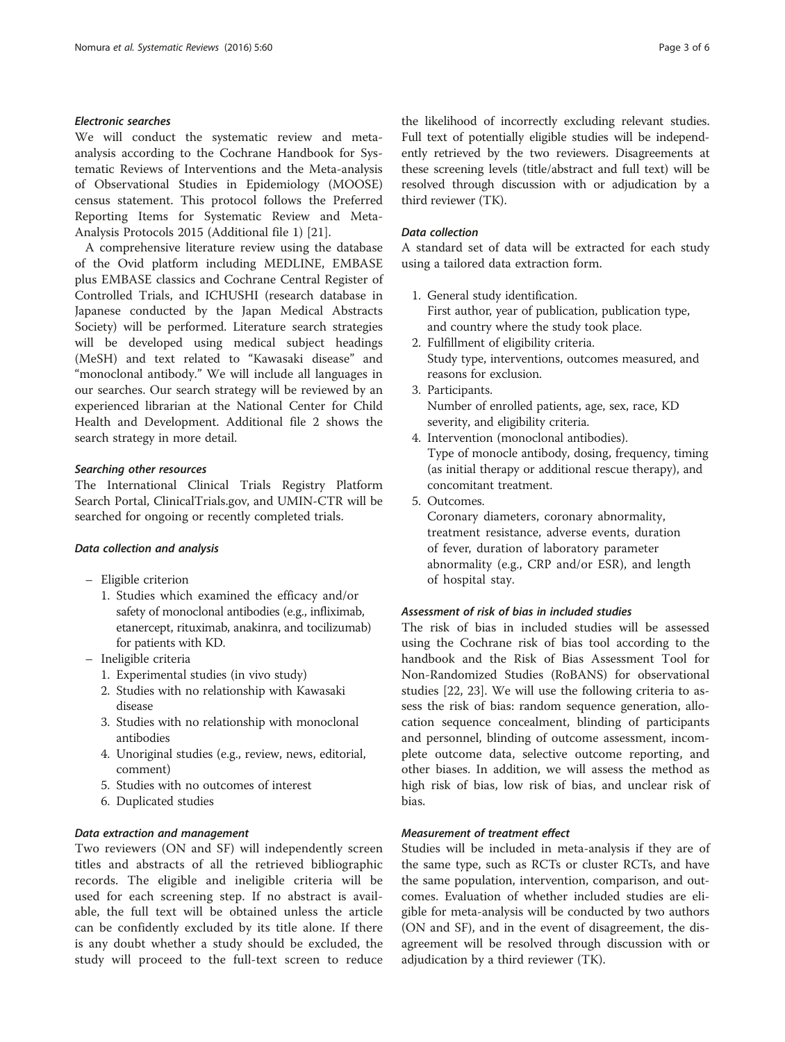### Electronic searches

We will conduct the systematic review and meta-analysis according to the Cochrane Handbook for Systematic Reviews of Interventions and the Meta-analysis of Observational Studies in Epidemiology (MOOSE) census statement. This protocol follows the Preferred Reporting Items for Systematic Review and Meta-Analysis Protocols 2015 (Additional file 1) [21].

A comprehensive literature review using the database of the Ovid platform including MEDLINE, EMBASE plus EMBASE classics and Cochrane Central Register of Controlled Trials, and ICHUSHI (research database in Japanese conducted by the Japan Medical Abstracts Society) will be performed. Literature search strategies will be developed using medical subject headings (MeSH) and text related to "Kawasaki disease" and "monoclonal antibody." We will include all languages in our searches. Our search strategy will be reviewed by an experienced librarian at the National Center for Child Health and Development. Additional file 2 shows the search strategy in more detail.

### Searching other resources

The International Clinical Trials Registry Platform Search Portal, ClinicalTrials.gov, and UMIN-CTR will be searched for ongoing or recently completed trials.

### Data collection and analysis

- Eligible criterion
  1. Studies which examined the efficacy and/or safety of monoclonal antibodies (e.g., infliximab, etanercept, rituximab, anakinra, and tocilizumab) for patients with KD.
- Ineligible criteria
  1. Experimental studies (in vivo study)
  2. Studies with no relationship with Kawasaki disease
  3. Studies with no relationship with monoclonal antibodies
  4. Unoriginal studies (e.g., review, news, editorial, comment)
  5. Studies with no outcomes of interest
  6. Duplicated studies

### Data extraction and management

Two reviewers (ON and SF) will independently screen titles and abstracts of all the retrieved bibliographic records. The eligible and ineligible criteria will be used for each screening step. If no abstract is available, the full text will be obtained unless the article can be confidently excluded by its title alone. If there is any doubt whether a study should be excluded, the study will proceed to the full-text screen to reduce the likelihood of incorrectly excluding relevant studies. Full text of potentially eligible studies will be independently retrieved by the two reviewers. Disagreements at these screening levels (title/abstract and full text) will be resolved through discussion with or adjudication by a third reviewer (TK).

### Data collection

A standard set of data will be extracted for each study using a tailored data extraction form.

1. General study identification.
   First author, year of publication, publication type, and country where the study took place.
2. Fulfillment of eligibility criteria.
   Study type, interventions, outcomes measured, and reasons for exclusion.
3. Participants.
   Number of enrolled patients, age, sex, race, KD severity, and eligibility criteria.
4. Intervention (monoclonal antibodies).
   Type of monocle antibody, dosing, frequency, timing (as initial therapy or additional rescue therapy), and concomitant treatment.
5. Outcomes.
   Coronary diameters, coronary abnormality, treatment resistance, adverse events, duration of fever, duration of laboratory parameter abnormality (e.g., CRP and/or ESR), and length of hospital stay.

### Assessment of risk of bias in included studies

The risk of bias in included studies will be assessed using the Cochrane risk of bias tool according to the handbook and the Risk of Bias Assessment Tool for Non-Randomized Studies (RoBANS) for observational studies [22, 23]. We will use the following criteria to assess the risk of bias: random sequence generation, allocation sequence concealment, blinding of participants and personnel, blinding of outcome assessment, incomplete outcome data, selective outcome reporting, and other biases. In addition, we will assess the method as high risk of bias, low risk of bias, and unclear risk of bias.

### Measurement of treatment effect

Studies will be included in meta-analysis if they are of the same type, such as RCTs or cluster RCTs, and have the same population, intervention, comparison, and outcomes. Evaluation of whether included studies are eligible for meta-analysis will be conducted by two authors (ON and SF), and in the event of disagreement, the disagreement will be resolved through discussion with or adjudication by a third reviewer (TK).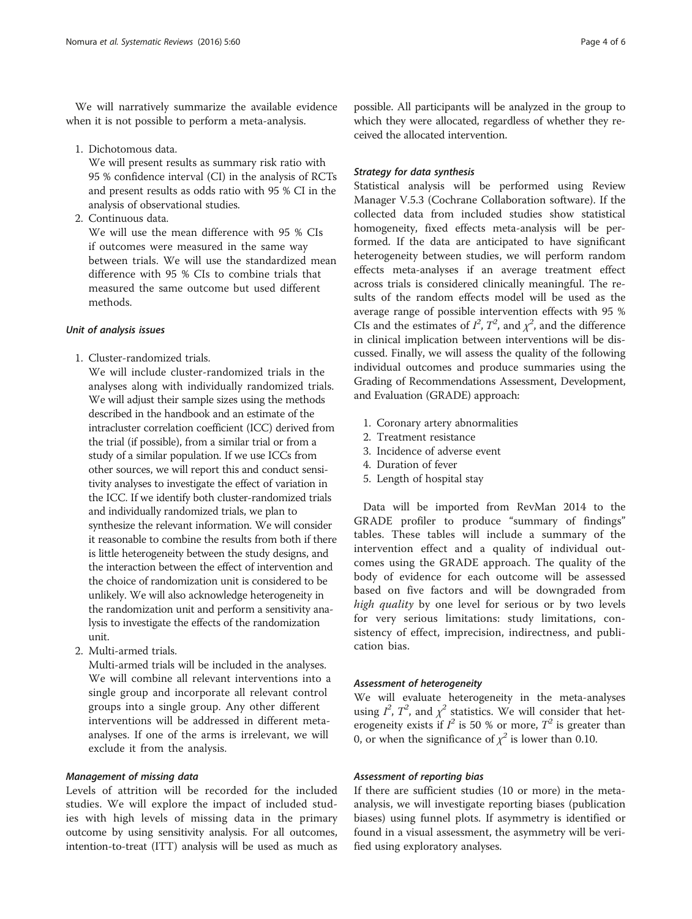We will narratively summarize the available evidence when it is not possible to perform a meta-analysis.

1. Dichotomous data.
   We will present results as summary risk ratio with 95 % confidence interval (CI) in the analysis of RCTs and present results as odds ratio with 95 % CI in the analysis of observational studies.
2. Continuous data.
   We will use the mean difference with 95 % CIs if outcomes were measured in the same way between trials. We will use the standardized mean difference with 95 % CIs to combine trials that measured the same outcome but used different methods.

#### *Unit of analysis issues*

1. Cluster-randomized trials.
   We will include cluster-randomized trials in the analyses along with individually randomized trials. We will adjust their sample sizes using the methods described in the handbook and an estimate of the intracluster correlation coefficient (ICC) derived from the trial (if possible), from a similar trial or from a study of a similar population. If we use ICCs from other sources, we will report this and conduct sensitivity analyses to investigate the effect of variation in the ICC. If we identify both cluster-randomized trials and individually randomized trials, we plan to synthesize the relevant information. We will consider it reasonable to combine the results from both if there is little heterogeneity between the study designs, and the interaction between the effect of intervention and the choice of randomization unit is considered to be unlikely. We will also acknowledge heterogeneity in the randomization unit and perform a sensitivity analysis to investigate the effects of the randomization unit.
2. Multi-armed trials.
   Multi-armed trials will be included in the analyses. We will combine all relevant interventions into a single group and incorporate all relevant control groups into a single group. Any other different interventions will be addressed in different meta-analyses. If one of the arms is irrelevant, we will exclude it from the analysis.

#### *Management of missing data*

Levels of attrition will be recorded for the included studies. We will explore the impact of included studies with high levels of missing data in the primary outcome by using sensitivity analysis. For all outcomes, intention-to-treat (ITT) analysis will be used as much as possible. All participants will be analyzed in the group to which they were allocated, regardless of whether they received the allocated intervention.

#### *Strategy for data synthesis*

Statistical analysis will be performed using Review Manager V.5.3 (Cochrane Collaboration software). If the collected data from included studies show statistical homogeneity, fixed effects meta-analysis will be performed. If the data are anticipated to have significant heterogeneity between studies, we will perform random effects meta-analyses if an average treatment effect across trials is considered clinically meaningful. The results of the random effects model will be used as the average range of possible intervention effects with 95 % CIs and the estimates of $I^2$, $T^2$, and $\chi^2$, and the difference in clinical implication between interventions will be discussed. Finally, we will assess the quality of the following individual outcomes and produce summaries using the Grading of Recommendations Assessment, Development, and Evaluation (GRADE) approach:

1. Coronary artery abnormalities
2. Treatment resistance
3. Incidence of adverse event
4. Duration of fever
5. Length of hospital stay

Data will be imported from RevMan 2014 to the GRADE profiler to produce "summary of findings" tables. These tables will include a summary of the intervention effect and a quality of individual outcomes using the GRADE approach. The quality of the body of evidence for each outcome will be assessed based on five factors and will be downgraded from *high quality* by one level for serious or by two levels for very serious limitations: study limitations, consistency of effect, imprecision, indirectness, and publication bias.

#### *Assessment of heterogeneity*

We will evaluate heterogeneity in the meta-analyses using $I^2$, $T^2$, and $\chi^2$ statistics. We will consider that heterogeneity exists if $I^2$ is 50 % or more, $T^2$ is greater than 0, or when the significance of $\chi^2$ is lower than 0.10.

#### *Assessment of reporting bias*

If there are sufficient studies (10 or more) in the meta-analysis, we will investigate reporting biases (publication biases) using funnel plots. If asymmetry is identified or found in a visual assessment, the asymmetry will be verified using exploratory analyses.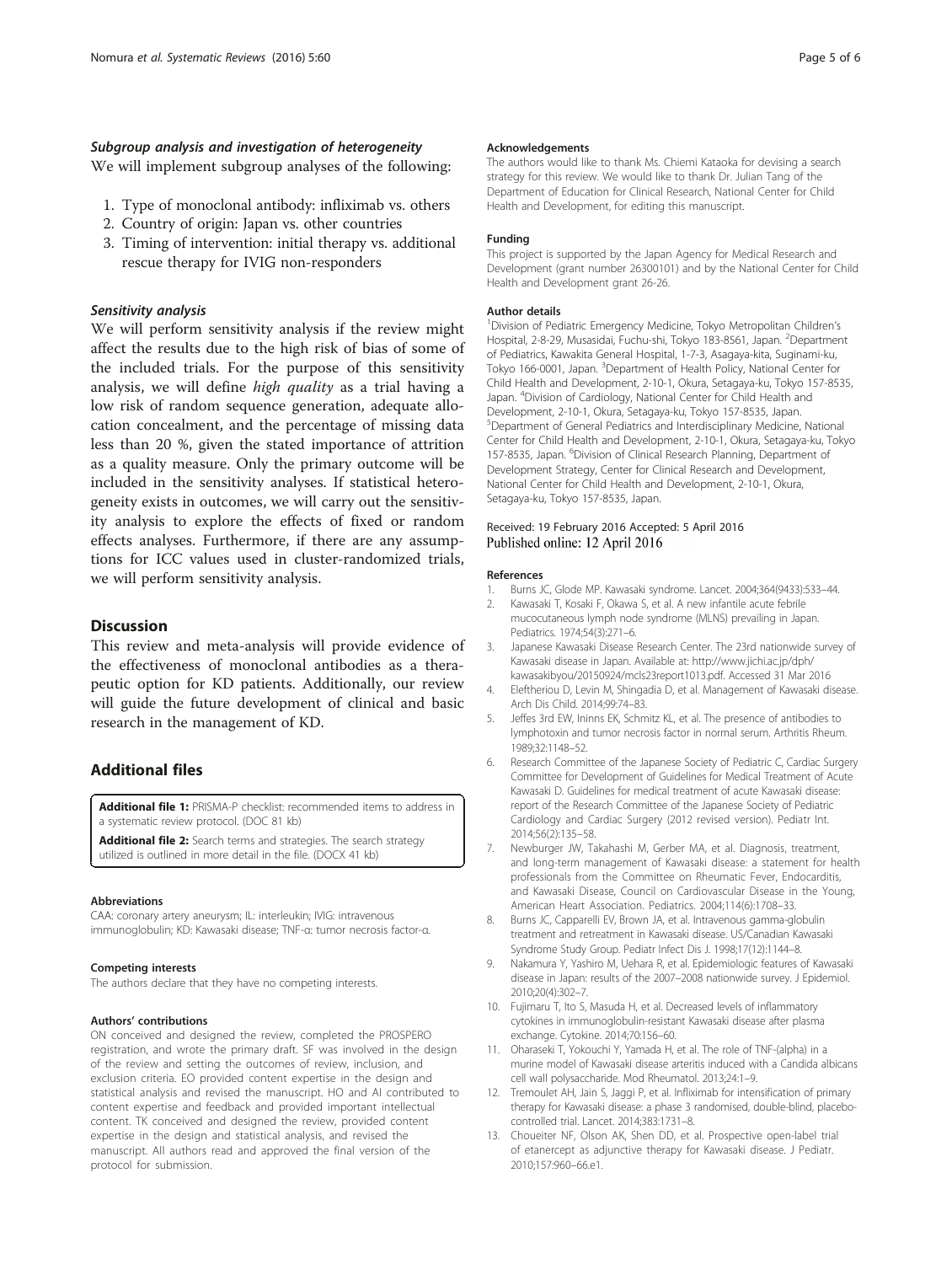### Subgroup analysis and investigation of heterogeneity

We will implement subgroup analyses of the following:

1. Type of monoclonal antibody: infliximab vs. others
2. Country of origin: Japan vs. other countries
3. Timing of intervention: initial therapy vs. additional rescue therapy for IVIG non-responders

### Sensitivity analysis

We will perform sensitivity analysis if the review might affect the results due to the high risk of bias of some of the included trials. For the purpose of this sensitivity analysis, we will define *high quality* as a trial having a low risk of random sequence generation, adequate allocation concealment, and the percentage of missing data less than 20 %, given the stated importance of attrition as a quality measure. Only the primary outcome will be included in the sensitivity analyses. If statistical heterogeneity exists in outcomes, we will carry out the sensitivity analysis to explore the effects of fixed or random effects analyses. Furthermore, if there are any assumptions for ICC values used in cluster-randomized trials, we will perform sensitivity analysis.

## Discussion

This review and meta-analysis will provide evidence of the effectiveness of monoclonal antibodies as a therapeutic option for KD patients. Additionally, our review will guide the future development of clinical and basic research in the management of KD.

## Additional files

**Additional file 1:** PRISMA-P checklist: recommended items to address in a systematic review protocol. (DOC 81 kb)

**Additional file 2:** Search terms and strategies. The search strategy utilized is outlined in more detail in the file. (DOCX 41 kb)

#### Abbreviations

CAA: coronary artery aneurysm; IL: interleukin; IVIG: intravenous immunoglobulin; KD: Kawasaki disease; TNF-α: tumor necrosis factor-α.

#### Competing interests

The authors declare that they have no competing interests.

#### Authors' contributions

ON conceived and designed the review, completed the PROSPERO registration, and wrote the primary draft. SF was involved in the design of the review and setting the outcomes of review, inclusion, and exclusion criteria. EO provided content expertise in the design and statistical analysis and revised the manuscript. HO and AI contributed to content expertise and feedback and provided important intellectual content. TK conceived and designed the review, provided content expertise in the design and statistical analysis, and revised the manuscript. All authors read and approved the final version of the protocol for submission.

#### Acknowledgements

The authors would like to thank Ms. Chiemi Kataoka for devising a search strategy for this review. We would like to thank Dr. Julian Tang of the Department of Education for Clinical Research, National Center for Child Health and Development, for editing this manuscript.

#### Funding

This project is supported by the Japan Agency for Medical Research and Development (grant number 26300101) and by the National Center for Child Health and Development grant 26-26.

#### Author details

[1]Division of Pediatric Emergency Medicine, Tokyo Metropolitan Children's Hospital, 2-8-29, Musasidai, Fuchu-shi, Tokyo 183-8561, Japan. [2]Department of Pediatrics, Kawakita General Hospital, 1-7-3, Asagaya-kita, Suginami-ku, Tokyo 166-0001, Japan. [3]Department of Health Policy, National Center for Child Health and Development, 2-10-1, Okura, Setagaya-ku, Tokyo 157-8535, Japan. [4]Division of Cardiology, National Center for Child Health and Development, 2-10-1, Okura, Setagaya-ku, Tokyo 157-8535, Japan. [5]Department of General Pediatrics and Interdisciplinary Medicine, National Center for Child Health and Development, 2-10-1, Okura, Setagaya-ku, Tokyo 157-8535, Japan. [6]Division of Clinical Research Planning, Department of Development Strategy, Center for Clinical Research and Development, National Center for Child Health and Development, 2-10-1, Okura, Setagaya-ku, Tokyo 157-8535, Japan.

Received: 19 February 2016 Accepted: 5 April 2016
Published online: 12 April 2016

#### References

1. Burns JC, Glode MP. Kawasaki syndrome. Lancet. 2004;364(9433):533–44.
2. Kawasaki T, Kosaki F, Okawa S, et al. A new infantile acute febrile mucocutaneous lymph node syndrome (MLNS) prevailing in Japan. Pediatrics. 1974;54(3):271–6.
3. Japanese Kawasaki Disease Research Center. The 23rd nationwide survey of Kawasaki disease in Japan. Available at: http://www.jichi.ac.jp/dph/kawasakibyou/20150924/mcls23report1013.pdf. Accessed 31 Mar 2016
4. Eleftheriou D, Levin M, Shingadia D, et al. Management of Kawasaki disease. Arch Dis Child. 2014;99:74–83.
5. Jeffes 3rd EW, Ininns EK, Schmitz KL, et al. The presence of antibodies to lymphotoxin and tumor necrosis factor in normal serum. Arthritis Rheum. 1989;32:1148–52.
6. Research Committee of the Japanese Society of Pediatric C, Cardiac Surgery Committee for Development of Guidelines for Medical Treatment of Acute Kawasaki D. Guidelines for medical treatment of acute Kawasaki disease: report of the Research Committee of the Japanese Society of Pediatric Cardiology and Cardiac Surgery (2012 revised version). Pediatr Int. 2014;56(2):135–58.
7. Newburger JW, Takahashi M, Gerber MA, et al. Diagnosis, treatment, and long-term management of Kawasaki disease: a statement for health professionals from the Committee on Rheumatic Fever, Endocarditis, and Kawasaki Disease, Council on Cardiovascular Disease in the Young, American Heart Association. Pediatrics. 2004;114(6):1708–33.
8. Burns JC, Capparelli EV, Brown JA, et al. Intravenous gamma-globulin treatment and retreatment in Kawasaki disease. US/Canadian Kawasaki Syndrome Study Group. Pediatr Infect Dis J. 1998;17(12):1144–8.
9. Nakamura Y, Yashiro M, Uehara R, et al. Epidemiologic features of Kawasaki disease in Japan: results of the 2007–2008 nationwide survey. J Epidemiol. 2010;20(4):302–7.
10. Fujimaru T, Ito S, Masuda H, et al. Decreased levels of inflammatory cytokines in immunoglobulin-resistant Kawasaki disease after plasma exchange. Cytokine. 2014;70:156–60.
11. Oharaseki T, Yokouchi Y, Yamada H, et al. The role of TNF-(alpha) in a murine model of Kawasaki disease arteritis induced with a Candida albicans cell wall polysaccharide. Mod Rheumatol. 2013;24:1–9.
12. Tremoulet AH, Jain S, Jaggi P, et al. Infliximab for intensification of primary therapy for Kawasaki disease: a phase 3 randomised, double-blind, placebo-controlled trial. Lancet. 2014;383:1731–8.
13. Choueiter NF, Olson AK, Shen DD, et al. Prospective open-label trial of etanercept as adjunctive therapy for Kawasaki disease. J Pediatr. 2010;157:960–66.e1.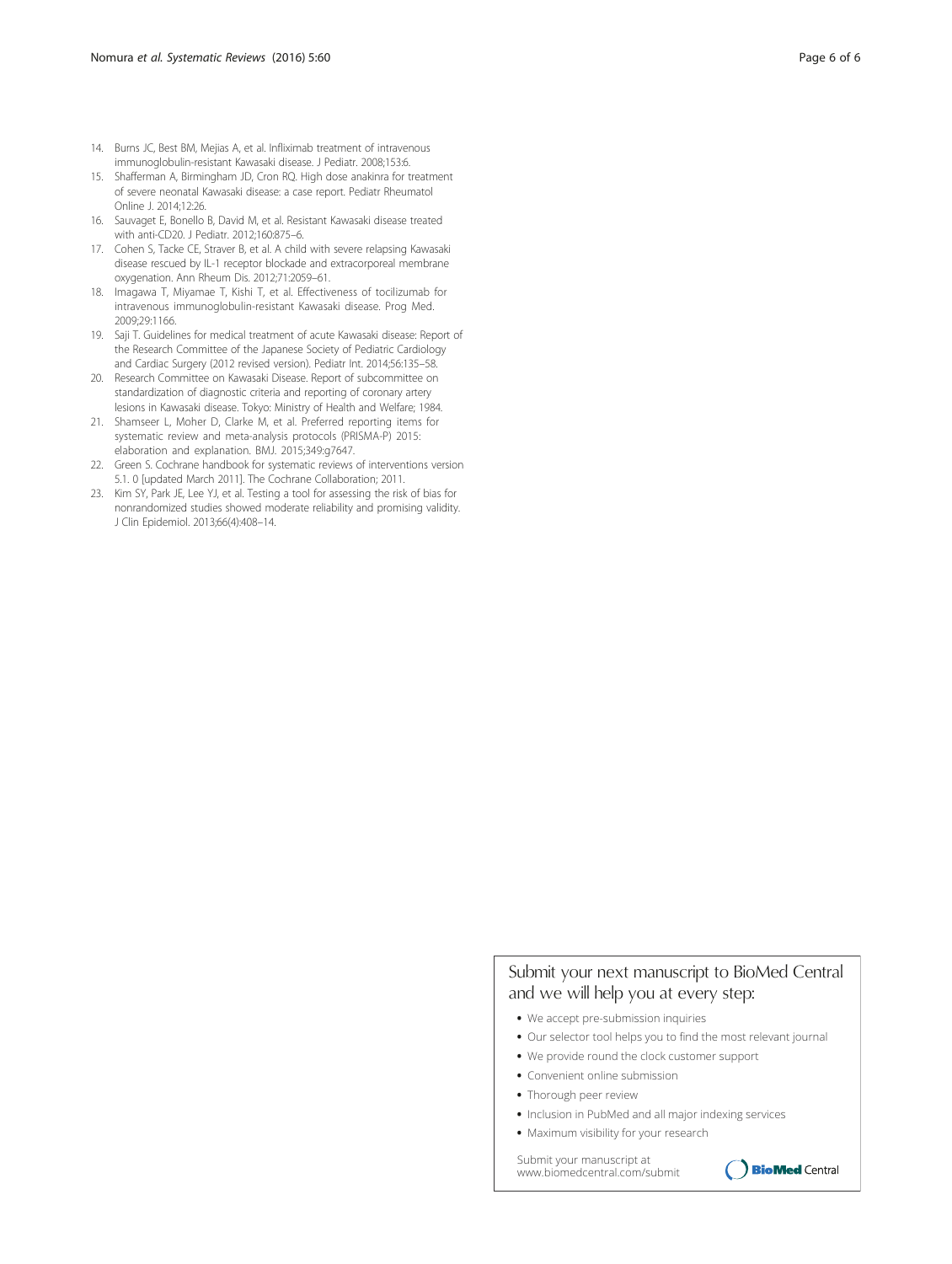14. Burns JC, Best BM, Mejias A, et al. Infliximab treatment of intravenous immunoglobulin-resistant Kawasaki disease. J Pediatr. 2008;153:6.
15. Shafferman A, Birmingham JD, Cron RQ. High dose anakinra for treatment of severe neonatal Kawasaki disease: a case report. Pediatr Rheumatol Online J. 2014;12:26.
16. Sauvaget E, Bonello B, David M, et al. Resistant Kawasaki disease treated with anti-CD20. J Pediatr. 2012;160:875–6.
17. Cohen S, Tacke CE, Straver B, et al. A child with severe relapsing Kawasaki disease rescued by IL-1 receptor blockade and extracorporeal membrane oxygenation. Ann Rheum Dis. 2012;71:2059–61.
18. Imagawa T, Miyamae T, Kishi T, et al. Effectiveness of tocilizumab for intravenous immunoglobulin-resistant Kawasaki disease. Prog Med. 2009;29:1166.
19. Saji T. Guidelines for medical treatment of acute Kawasaki disease: Report of the Research Committee of the Japanese Society of Pediatric Cardiology and Cardiac Surgery (2012 revised version). Pediatr Int. 2014;56:135–58.
20. Research Committee on Kawasaki Disease. Report of subcommittee on standardization of diagnostic criteria and reporting of coronary artery lesions in Kawasaki disease. Tokyo: Ministry of Health and Welfare; 1984.
21. Shamseer L, Moher D, Clarke M, et al. Preferred reporting items for systematic review and meta-analysis protocols (PRISMA-P) 2015: elaboration and explanation. BMJ. 2015;349:g7647.
22. Green S. Cochrane handbook for systematic reviews of interventions version 5.1. 0 [updated March 2011]. The Cochrane Collaboration; 2011.
23. Kim SY, Park JE, Lee YJ, et al. Testing a tool for assessing the risk of bias for nonrandomized studies showed moderate reliability and promising validity. J Clin Epidemiol. 2013;66(4):408–14.

Submit your next manuscript to BioMed Central and we will help you at every step:

- We accept pre-submission inquiries
- Our selector tool helps you to find the most relevant journal
- We provide round the clock customer support
- Convenient online submission
- Thorough peer review
- Inclusion in PubMed and all major indexing services
- Maximum visibility for your research

Submit your manuscript at
www.biomedcentral.com/submit

BioMed Central